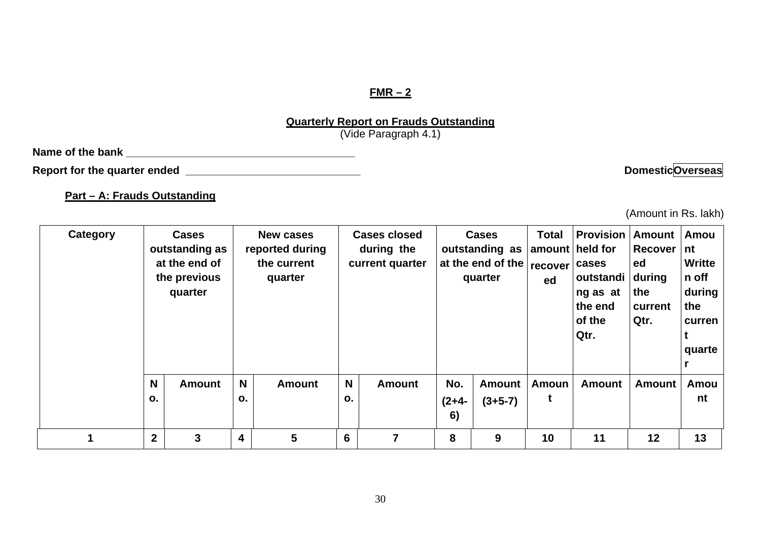**FMR – 2**

**Quarterly Report on Frauds Outstanding**
(Vide Paragraph 4.1)

**Name of the bank** ______________________________________

**Report for the quarter ended** ______________________________ **Domestic Overseas**

**Part – A: Frauds Outstanding**

(Amount in Rs. lakh)

| Category | Cases outstanding as at the end of the previous quarter | | New cases reported during the current quarter | | Cases closed during the current quarter | | Cases outstanding as at the end of the quarter | | Total amount recovered | Provision held for cases outstanding as at the end of the Qtr. | Amount Recovered during the current Qtr. | Amount Written off during the current quarter |
|---|---|---|---|---|---|---|---|---|---|---|---|---|
| | No. | Amount | No. | Amount | No. | Amount | No. (2+4-6) | Amount (3+5-7) | Amount | Amount | Amount | Amount |
| 1 | 2 | 3 | 4 | 5 | 6 | 7 | 8 | 9 | 10 | 11 | 12 | 13 |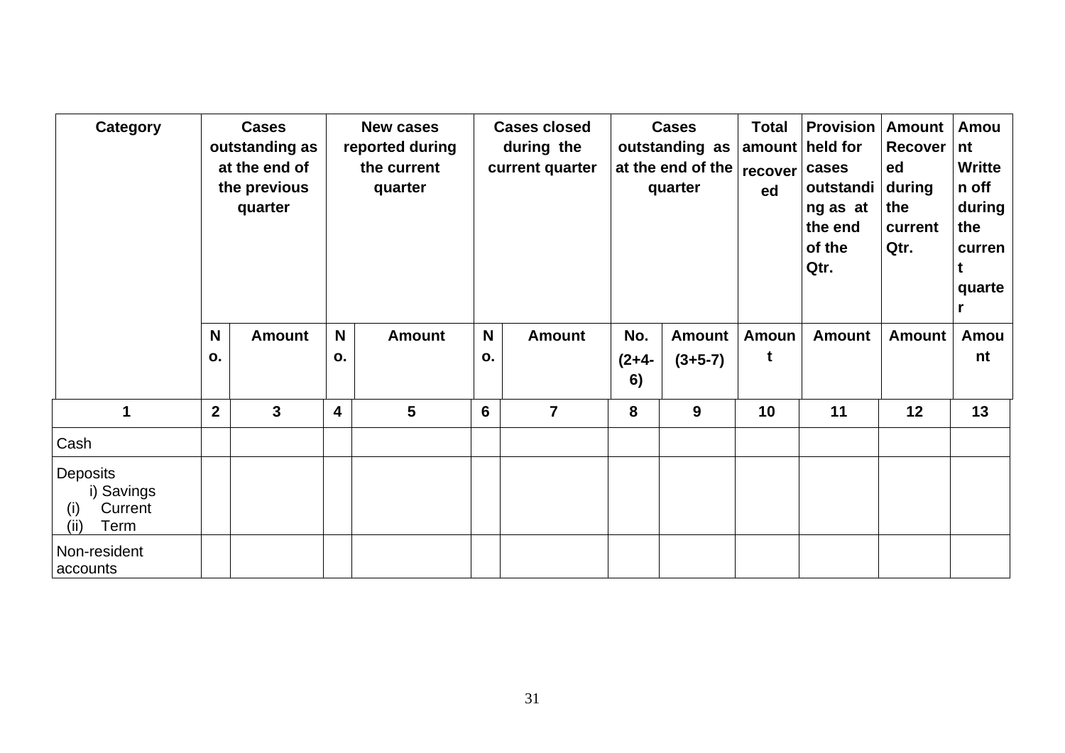| Category | Cases outstanding as at the end of the previous quarter | | New cases reported during the current quarter | | Cases closed during the current quarter | | Cases outstanding as at the end of the quarter | | Total amount recovered | Provision held for cases outstanding as at the end of the Qtr. | Amount Recovered during the current Qtr. | Amount Written off during the current quarter |
|---|---|---|---|---|---|---|---|---|---|---|---|---|
| | No. | Amount | No. | Amount | No. | Amount | No. (2+4-6) | Amount (3+5-7) | Amount | Amount | Amount | Amount |
| 1 | 2 | 3 | 4 | 5 | 6 | 7 | 8 | 9 | 10 | 11 | 12 | 13 |
| Cash | | | | | | | | | | | | |
| Deposits<br>i) Savings<br>(i) Current<br>(ii) Term | | | | | | | | | | | | |
| Non-resident accounts | | | | | | | | | | | | |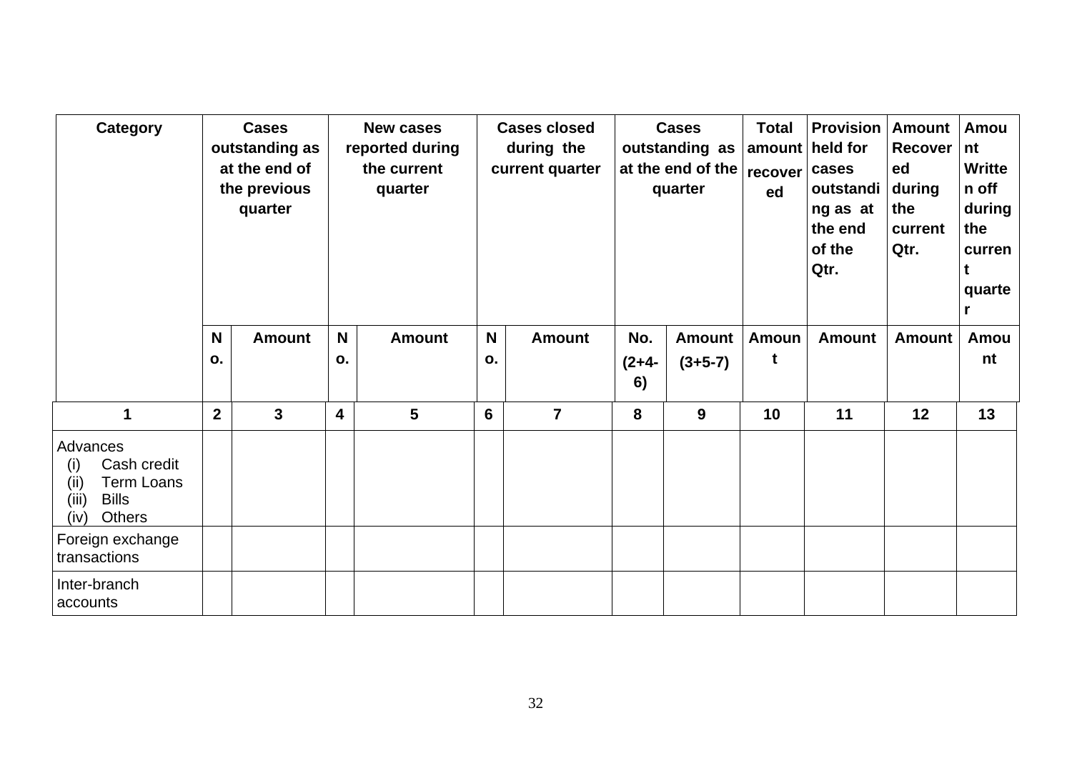| Category | Cases outstanding as at the end of the previous quarter | | New cases reported during the current quarter | | Cases closed during the current quarter | | Cases outstanding as at the end of the quarter | | Total amount recovered | Provision held for cases outstanding as at the end of the Qtr. | Amount Recovered during the current Qtr. | Amount Written off during the current quarter |
|---|---|---|---|---|---|---|---|---|---|---|---|---|
| | No. | Amount | No. | Amount | No. | Amount | No. (2+4-6) | Amount (3+5-7) | Amount | Amount | Amount | Amount |
| 1 | 2 | 3 | 4 | 5 | 6 | 7 | 8 | 9 | 10 | 11 | 12 | 13 |
| Advances<br>(i) Cash credit<br>(ii) Term Loans<br>(iii) Bills<br>(iv) Others | | | | | | | | | | | | |
| Foreign exchange transactions | | | | | | | | | | | | |
| Inter-branch accounts | | | | | | | | | | | | |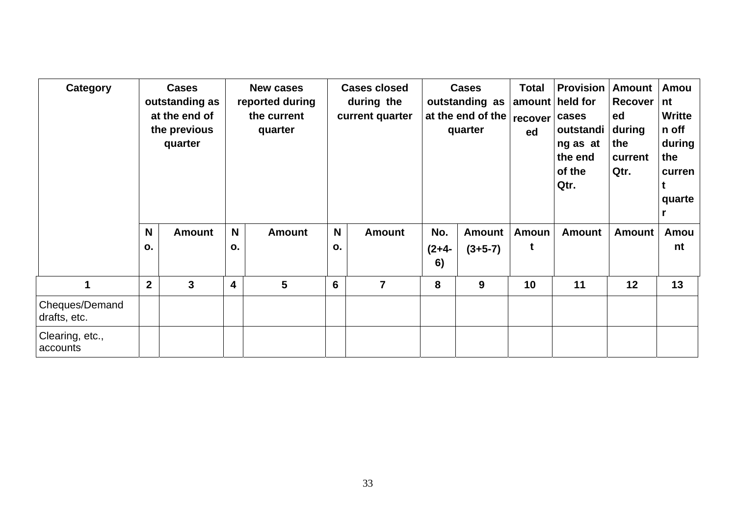| Category | Cases outstanding as at the end of the previous quarter | | New cases reported during the current quarter | | Cases closed during the current quarter | | Cases outstanding as at the end of the quarter | | Total amount recovered | Provision held for cases outstanding as at the end of the Qtr. | Amount Recovered during the current Qtr. | Amount Written off during the current quarter |
|---|---|---|---|---|---|---|---|---|---|---|---|---|
| | No. | Amount | No. | Amount | No. | Amount | No. (2+4-6) | Amount (3+5-7) | Amount | Amount | Amount | Amount |
| 1 | 2 | 3 | 4 | 5 | 6 | 7 | 8 | 9 | 10 | 11 | 12 | 13 |
| Cheques/Demand drafts, etc. | | | | | | | | | | | | |
| Clearing, etc., accounts | | | | | | | | | | | | |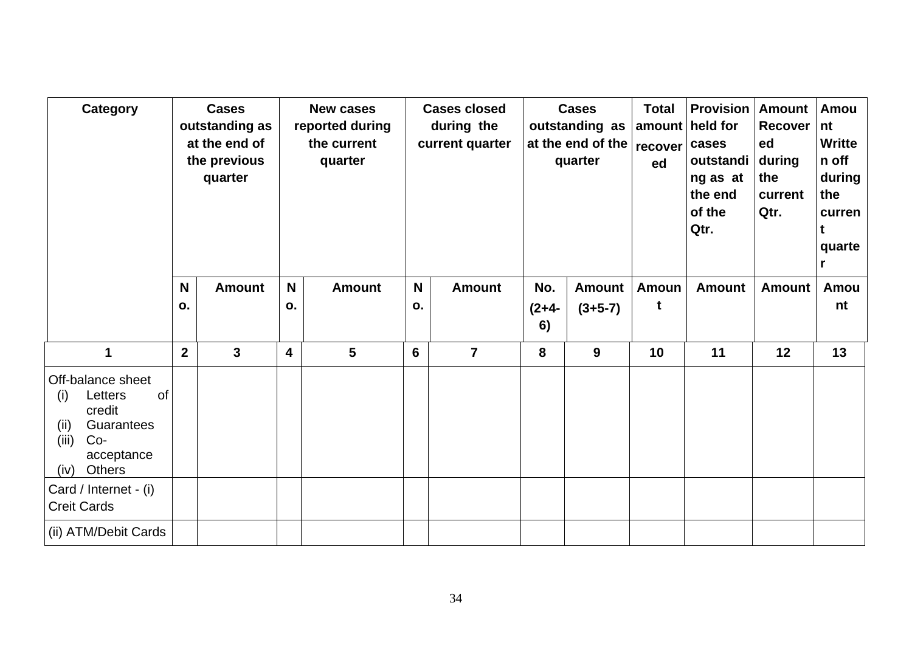| Category | Cases outstanding as at the end of the previous quarter | | New cases reported during the current quarter | | Cases closed during the current quarter | | Cases outstanding as at the end of the quarter | | Total amount recovered | Provision held for cases outstanding as at the end of the Qtr. | Amount Recovered during the current Qtr. | Amount Written off during the current quarter |
|---|---|---|---|---|---|---|---|---|---|---|---|---|
| | No. | Amount | No. | Amount | No. | Amount | No. (2+4-6) | Amount (3+5-7) | Amount | Amount | Amount | Amount |
| 1 | 2 | 3 | 4 | 5 | 6 | 7 | 8 | 9 | 10 | 11 | 12 | 13 |
| Off-balance sheet<br>(i) Letters of credit<br>(ii) Guarantees<br>(iii) Co-acceptance<br>(iv) Others | | | | | | | | | | | | |
| Card / Internet - (i) Creit Cards | | | | | | | | | | | | |
| (ii) ATM/Debit Cards | | | | | | | | | | | | |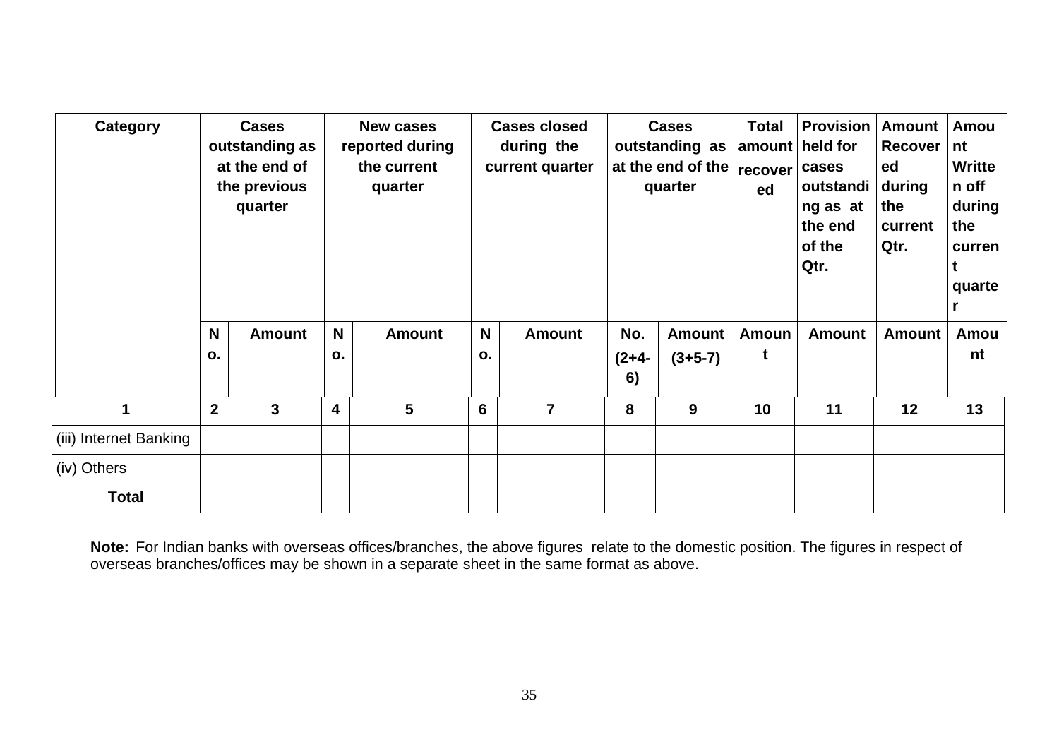| Category | Cases outstanding as at the end of the previous quarter | | New cases reported during the current quarter | | Cases closed during the current quarter | | Cases outstanding as at the end of the quarter | | Total amount recovered | Provision held for cases outstanding as at the end of the Qtr. | Amount Recovered during the current Qtr. | Amount Written off during the current quarter |
|---|---|---|---|---|---|---|---|---|---|---|---|---|
| | No. | Amount | No. | Amount | No. | Amount | No. (2+4-6) | Amount (3+5-7) | Amount | Amount | Amount | Amount |
| 1 | 2 | 3 | 4 | 5 | 6 | 7 | 8 | 9 | 10 | 11 | 12 | 13 |
| (iii) Internet Banking | | | | | | | | | | | | |
| (iv) Others | | | | | | | | | | | | |
| **Total** | | | | | | | | | | | | |

**Note:** For Indian banks with overseas offices/branches, the above figures relate to the domestic position. The figures in respect of overseas branches/offices may be shown in a separate sheet in the same format as above.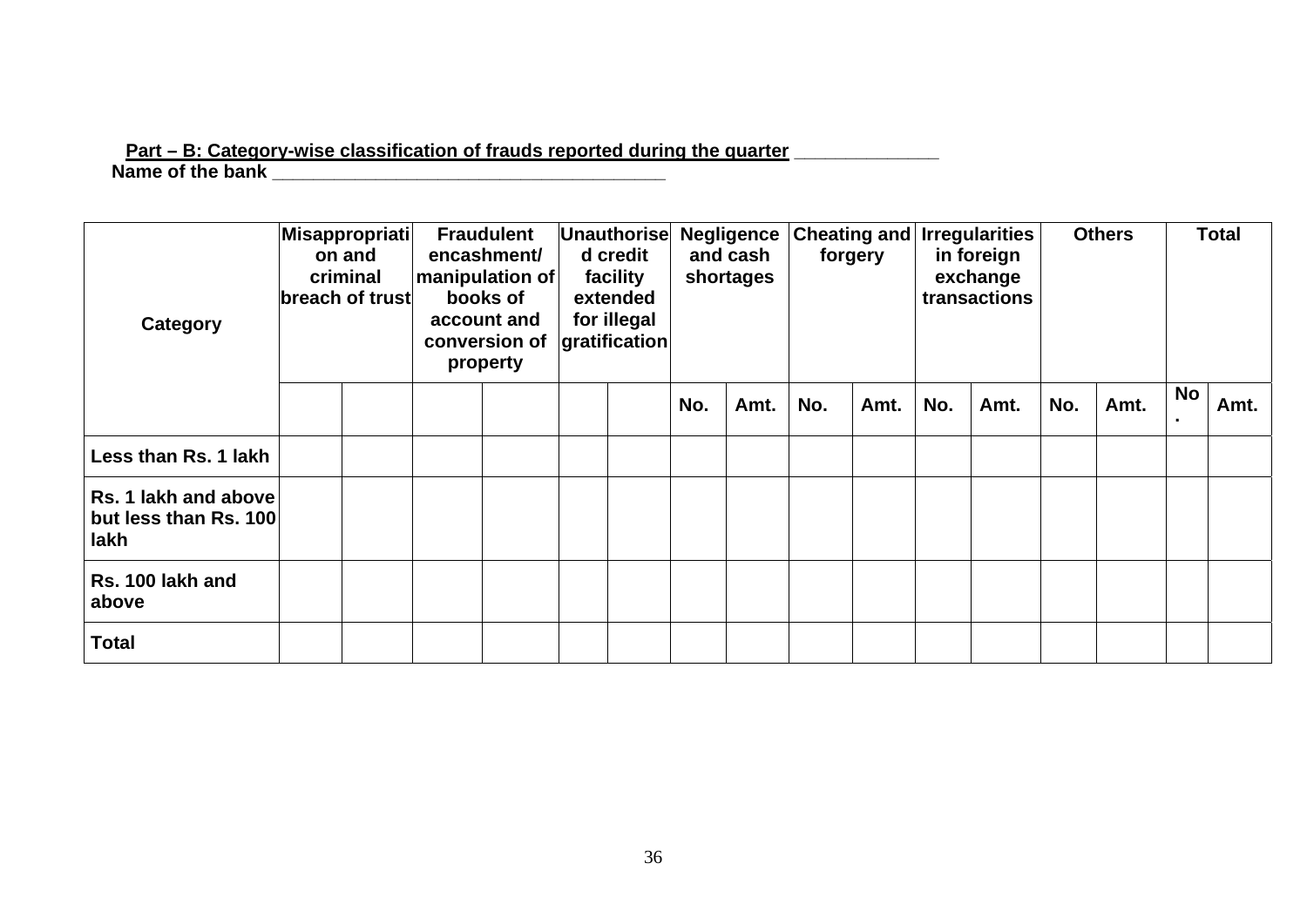**Part – B: Category-wise classification of frauds reported during the quarter _____________**

**Name of the bank _______________________________________**

| Category | Misappropriation and criminal breach of trust | | Fraudulent encashment/ manipulation of books of account and conversion of property | | Unauthorised credit facility extended for illegal gratification | | Negligence and cash shortages | | Cheating and forgery | | Irregularities in foreign exchange transactions | | Others | | Total | |
|---|---|---|---|---|---|---|---|---|---|---|---|---|---|---|---|---|
| | | | | | | | No. | Amt. | No. | Amt. | No. | Amt. | No. | Amt. | No. | Amt. |
| Less than Rs. 1 lakh | | | | | | | | | | | | | | | | |
| Rs. 1 lakh and above but less than Rs. 100 lakh | | | | | | | | | | | | | | | | |
| Rs. 100 lakh and above | | | | | | | | | | | | | | | | |
| Total | | | | | | | | | | | | | | | | |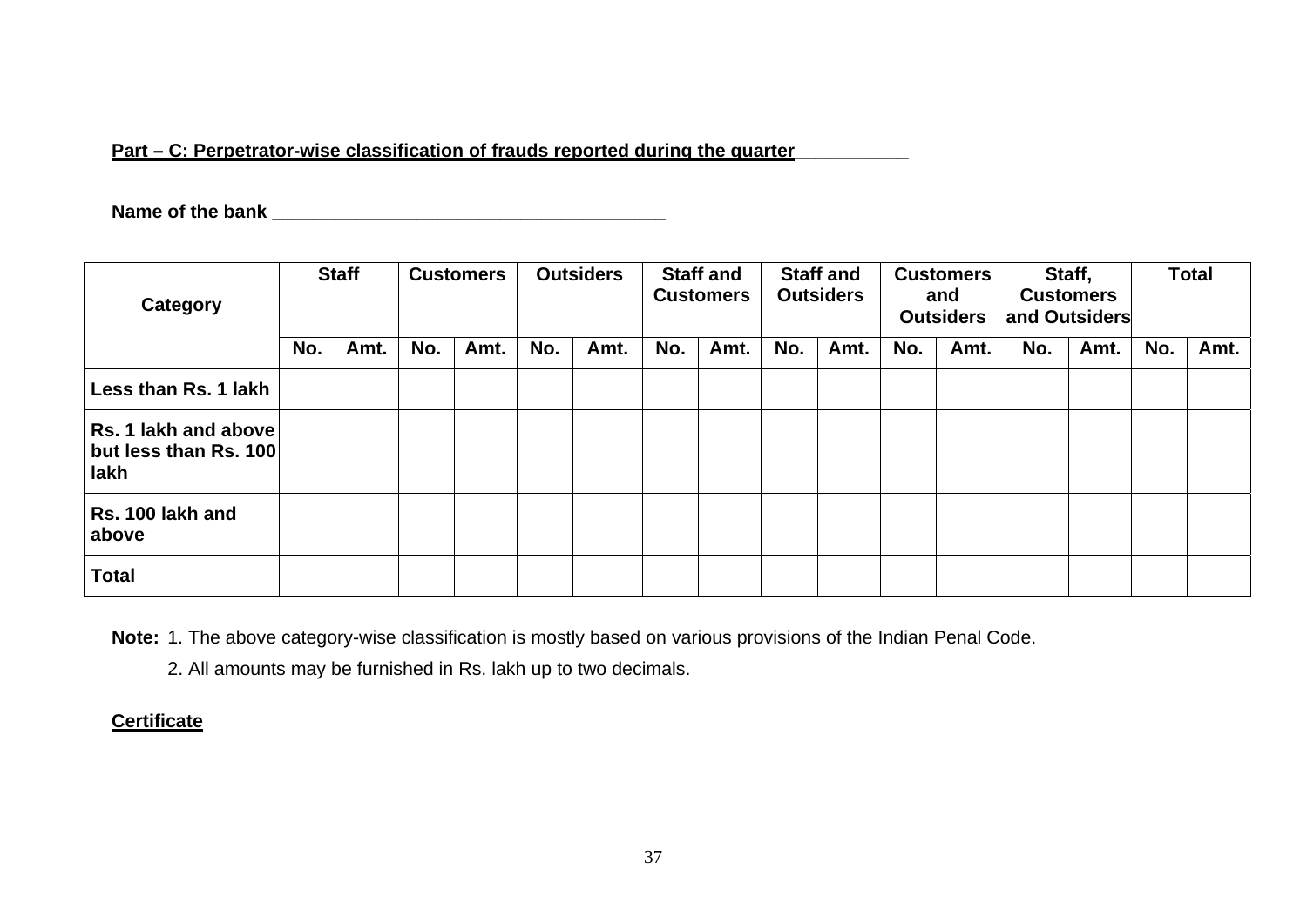**Part – C: Perpetrator-wise classification of frauds reported during the quarter___________**

**Name of the bank ________________________________________**

| Category | Staff | | Customers | | Outsiders | | Staff and Customers | | Staff and Outsiders | | Customers and Outsiders | | Staff, Customers and Outsiders | | Total | |
|---|---|---|---|---|---|---|---|---|---|---|---|---|---|---|---|---|
| | No. | Amt. | No. | Amt. | No. | Amt. | No. | Amt. | No. | Amt. | No. | Amt. | No. | Amt. | No. | Amt. |
| Less than Rs. 1 lakh | | | | | | | | | | | | | | | | |
| Rs. 1 lakh and above but less than Rs. 100 lakh | | | | | | | | | | | | | | | | |
| Rs. 100 lakh and above | | | | | | | | | | | | | | | | |
| Total | | | | | | | | | | | | | | | | |

**Note:** 1. The above category-wise classification is mostly based on various provisions of the Indian Penal Code.

2. All amounts may be furnished in Rs. lakh up to two decimals.

**Certificate**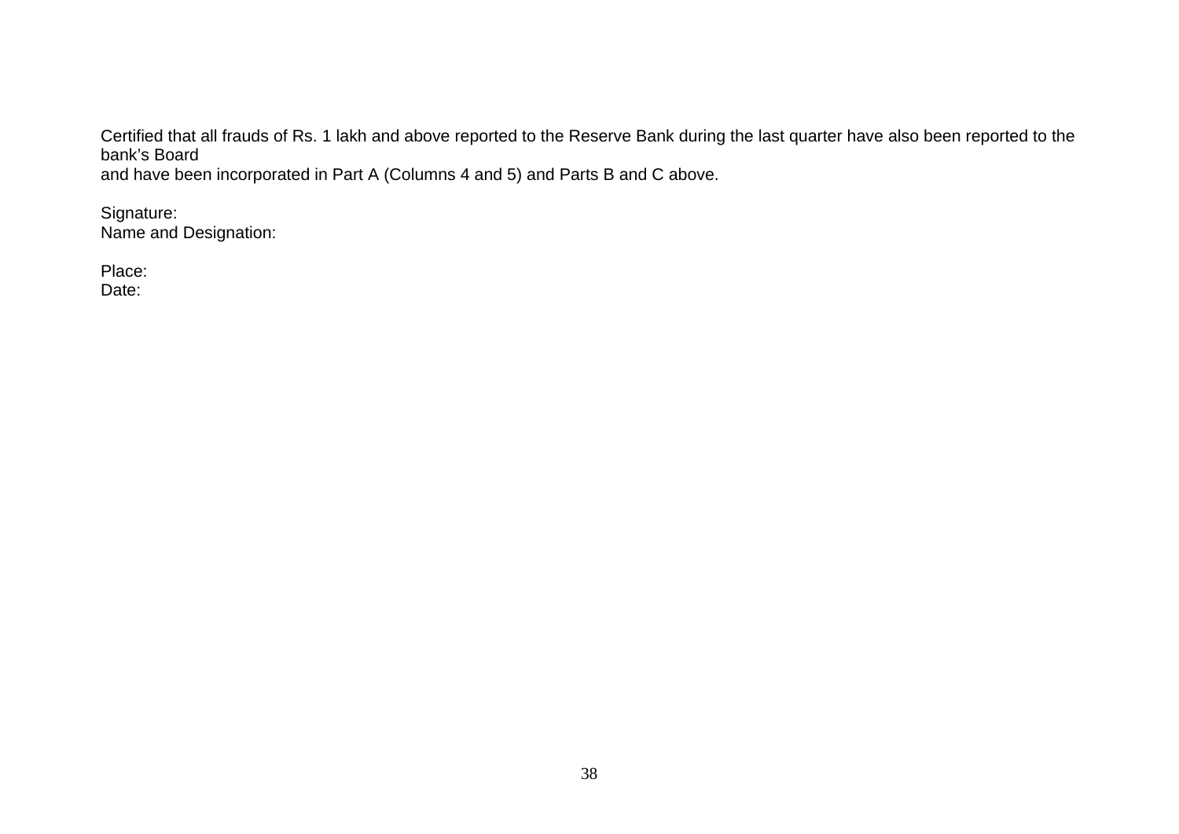Certified that all frauds of Rs. 1 lakh and above reported to the Reserve Bank during the last quarter have also been reported to the bank's Board and have been incorporated in Part A (Columns 4 and 5) and Parts B and C above.

Signature:
Name and Designation:

Place:
Date: